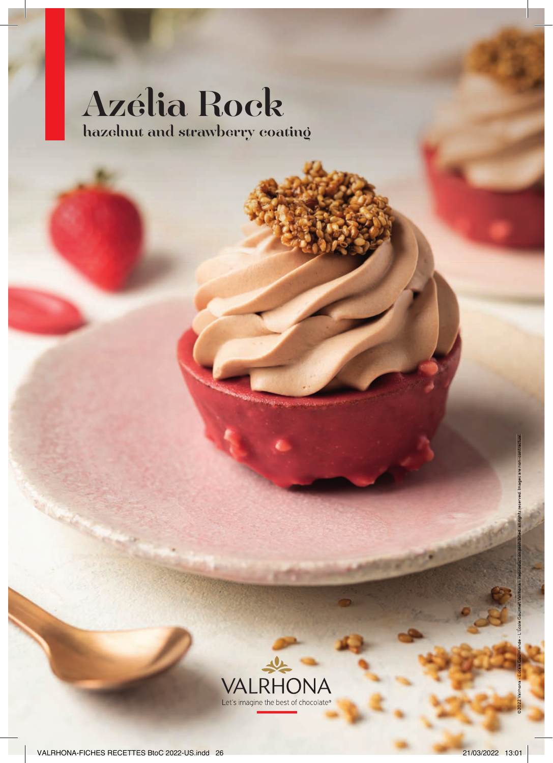# Azélia Rock

## hazelnut and strawberry coating

VALRHONA

Let's imagine the best of chocolate®

©2022 Valrhona - L'École Gourmet Valrhona - Reproduction prohibited, all rights reserved. Images are non-contractual.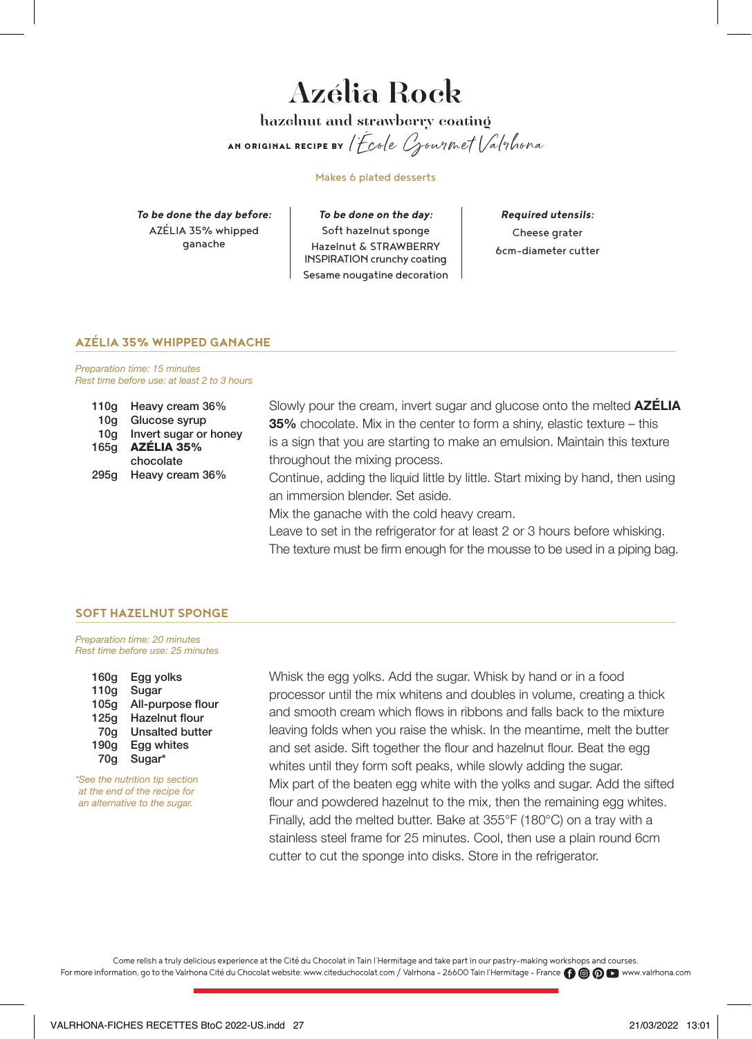# Azélia Rock

**hazelnut and strawberry coating**

AN ORIGINAL RECIPE BY l'École Gourmet Valrhona

Makes 6 plated desserts

*To be done the day before:*
AZÉLIA 35% whipped ganache

*To be done on the day:*
Soft hazelnut sponge
Hazelnut & STRAWBERRY INSPIRATION crunchy coating
Sesame nougatine decoration

*Required utensils:*
Cheese grater
6cm-diameter cutter

## AZÉLIA 35% WHIPPED GANACHE

*Preparation time: 15 minutes*
*Rest time before use: at least 2 to 3 hours*

- 110g Heavy cream 36%
- 10g Glucose syrup
- 10g Invert sugar or honey
- 165g **AZÉLIA 35%** chocolate
- 295g Heavy cream 36%

Slowly pour the cream, invert sugar and glucose onto the melted **AZÉLIA 35%** chocolate. Mix in the center to form a shiny, elastic texture – this is a sign that you are starting to make an emulsion. Maintain this texture throughout the mixing process.
Continue, adding the liquid little by little. Start mixing by hand, then using an immersion blender. Set aside.
Mix the ganache with the cold heavy cream.
Leave to set in the refrigerator for at least 2 or 3 hours before whisking.
The texture must be firm enough for the mousse to be used in a piping bag.

## SOFT HAZELNUT SPONGE

*Preparation time: 20 minutes*
*Rest time before use: 25 minutes*

- 160g Egg yolks
- 110g Sugar
- 105g All-purpose flour
- 125g Hazelnut flour
- 70g Unsalted butter
- 190g Egg whites
- 70g Sugar*

*\*See the nutrition tip section at the end of the recipe for an alternative to the sugar.*

Whisk the egg yolks. Add the sugar. Whisk by hand or in a food processor until the mix whitens and doubles in volume, creating a thick and smooth cream which flows in ribbons and falls back to the mixture leaving folds when you raise the whisk. In the meantime, melt the butter and set aside. Sift together the flour and hazelnut flour. Beat the egg whites until they form soft peaks, while slowly adding the sugar.
Mix part of the beaten egg white with the yolks and sugar. Add the sifted flour and powdered hazelnut to the mix, then the remaining egg whites. Finally, add the melted butter. Bake at 355°F (180°C) on a tray with a stainless steel frame for 25 minutes. Cool, then use a plain round 6cm cutter to cut the sponge into disks. Store in the refrigerator.

Come relish a truly delicious experience at the Cité du Chocolat in Tain l'Hermitage and take part in our pastry-making workshops and courses.
For more information, go to the Valrhona Cité du Chocolat website: www.citeduchocolat.com / Valrhona - 26600 Tain l'Hermitage - France www.valrhona.com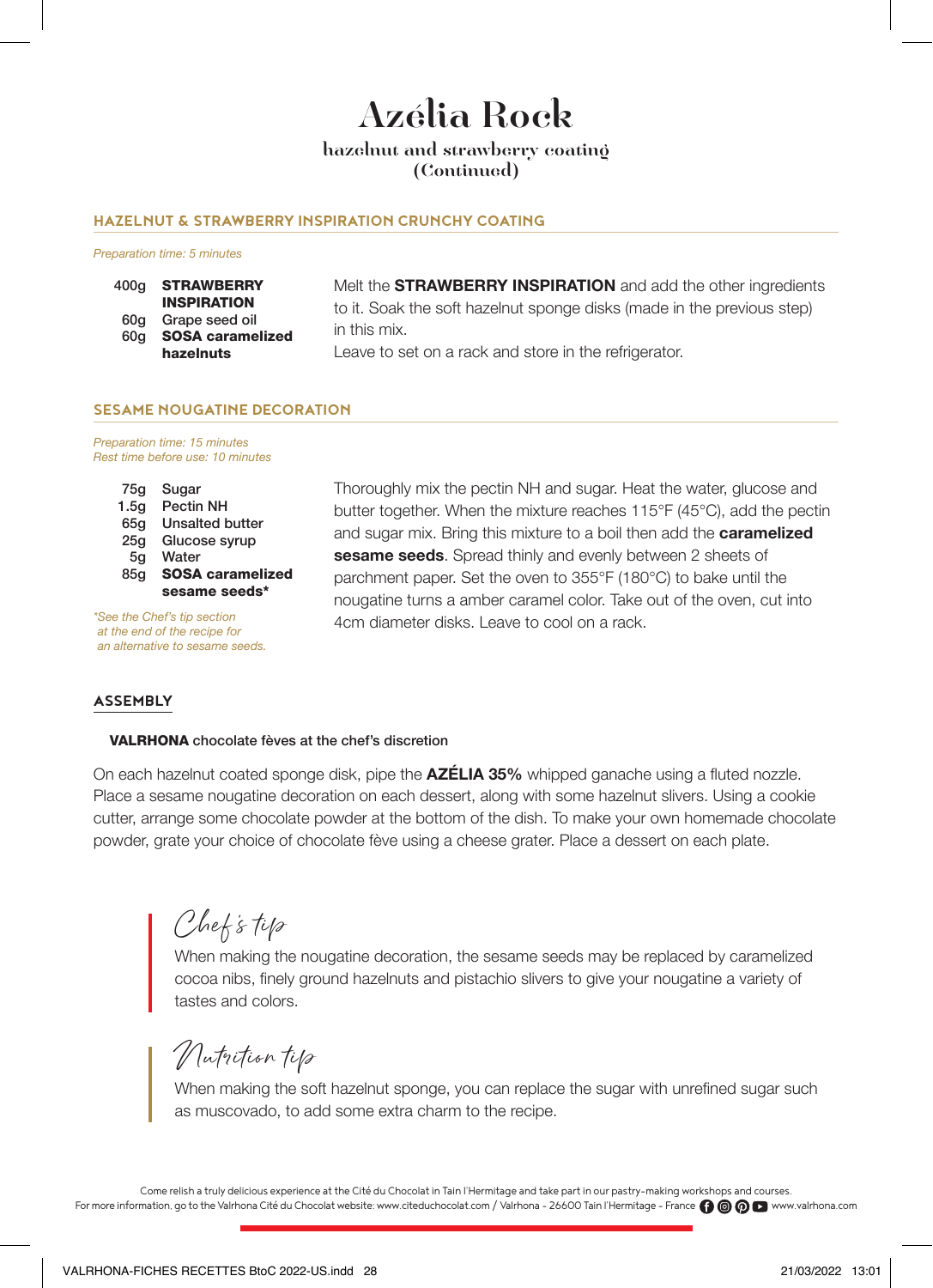# Azélia Rock

### hazelnut and strawberry coating
### (Continued)

## HAZELNUT & STRAWBERRY INSPIRATION CRUNCHY COATING

*Preparation time: 5 minutes*

- 400g **STRAWBERRY INSPIRATION**
- 60g Grape seed oil
- 60g **SOSA caramelized hazelnuts**

Melt the **STRAWBERRY INSPIRATION** and add the other ingredients to it. Soak the soft hazelnut sponge disks (made in the previous step) in this mix.
Leave to set on a rack and store in the refrigerator.

## SESAME NOUGATINE DECORATION

*Preparation time: 15 minutes*
*Rest time before use: 10 minutes*

- 75g Sugar
- 1.5g Pectin NH
- 65g Unsalted butter
- 25g Glucose syrup
- 5g Water
- 85g **SOSA caramelized sesame seeds***

*\*See the Chef's tip section at the end of the recipe for an alternative to sesame seeds.*

Thoroughly mix the pectin NH and sugar. Heat the water, glucose and butter together. When the mixture reaches 115°F (45°C), add the pectin and sugar mix. Bring this mixture to a boil then add the **caramelized sesame seeds**. Spread thinly and evenly between 2 sheets of parchment paper. Set the oven to 355°F (180°C) to bake until the nougatine turns a amber caramel color. Take out of the oven, cut into 4cm diameter disks. Leave to cool on a rack.

## ASSEMBLY

**VALRHONA** chocolate fèves at the chef's discretion

On each hazelnut coated sponge disk, pipe the **AZÉLIA 35%** whipped ganache using a fluted nozzle. Place a sesame nougatine decoration on each dessert, along with some hazelnut slivers. Using a cookie cutter, arrange some chocolate powder at the bottom of the dish. To make your own homemade chocolate powder, grate your choice of chocolate fève using a cheese grater. Place a dessert on each plate.

### Chef's tip

When making the nougatine decoration, the sesame seeds may be replaced by caramelized cocoa nibs, finely ground hazelnuts and pistachio slivers to give your nougatine a variety of tastes and colors.

### Nutrition tip

When making the soft hazelnut sponge, you can replace the sugar with unrefined sugar such as muscovado, to add some extra charm to the recipe.

Come relish a truly delicious experience at the Cité du Chocolat in Tain l'Hermitage and take part in our pastry-making workshops and courses.
For more information, go to the Valrhona Cité du Chocolat website: www.citeduchocolat.com / Valrhona - 26600 Tain l'Hermitage - France www.valrhona.com